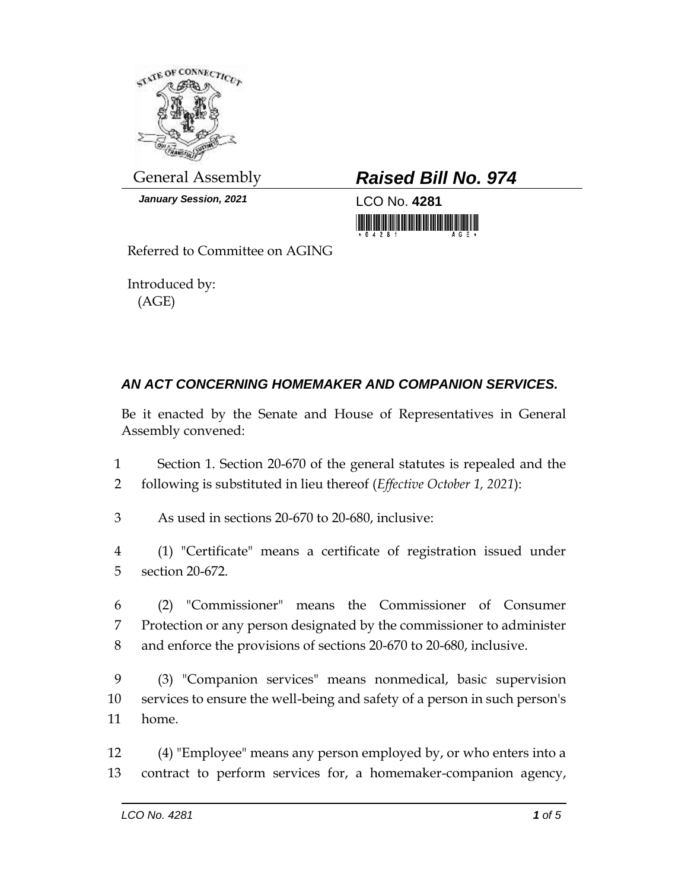General Assembly

*January Session, 2021*

# *Raised Bill No. 974*

LCO No. **4281**

Referred to Committee on AGING

Introduced by:
(AGE)

## *AN ACT CONCERNING HOMEMAKER AND COMPANION SERVICES.*

Be it enacted by the Senate and House of Representatives in General Assembly convened:

1 Section 1. Section 20-670 of the general statutes is repealed and the
2 following is substituted in lieu thereof (*Effective October 1, 2021*):

3 As used in sections 20-670 to 20-680, inclusive:

4 (1) "Certificate" means a certificate of registration issued under
5 section 20-672.

6 (2) "Commissioner" means the Commissioner of Consumer
7 Protection or any person designated by the commissioner to administer
8 and enforce the provisions of sections 20-670 to 20-680, inclusive.

9 (3) "Companion services" means nonmedical, basic supervision
10 services to ensure the well-being and safety of a person in such person's
11 home.

12 (4) "Employee" means any person employed by, or who enters into a
13 contract to perform services for, a homemaker-companion agency,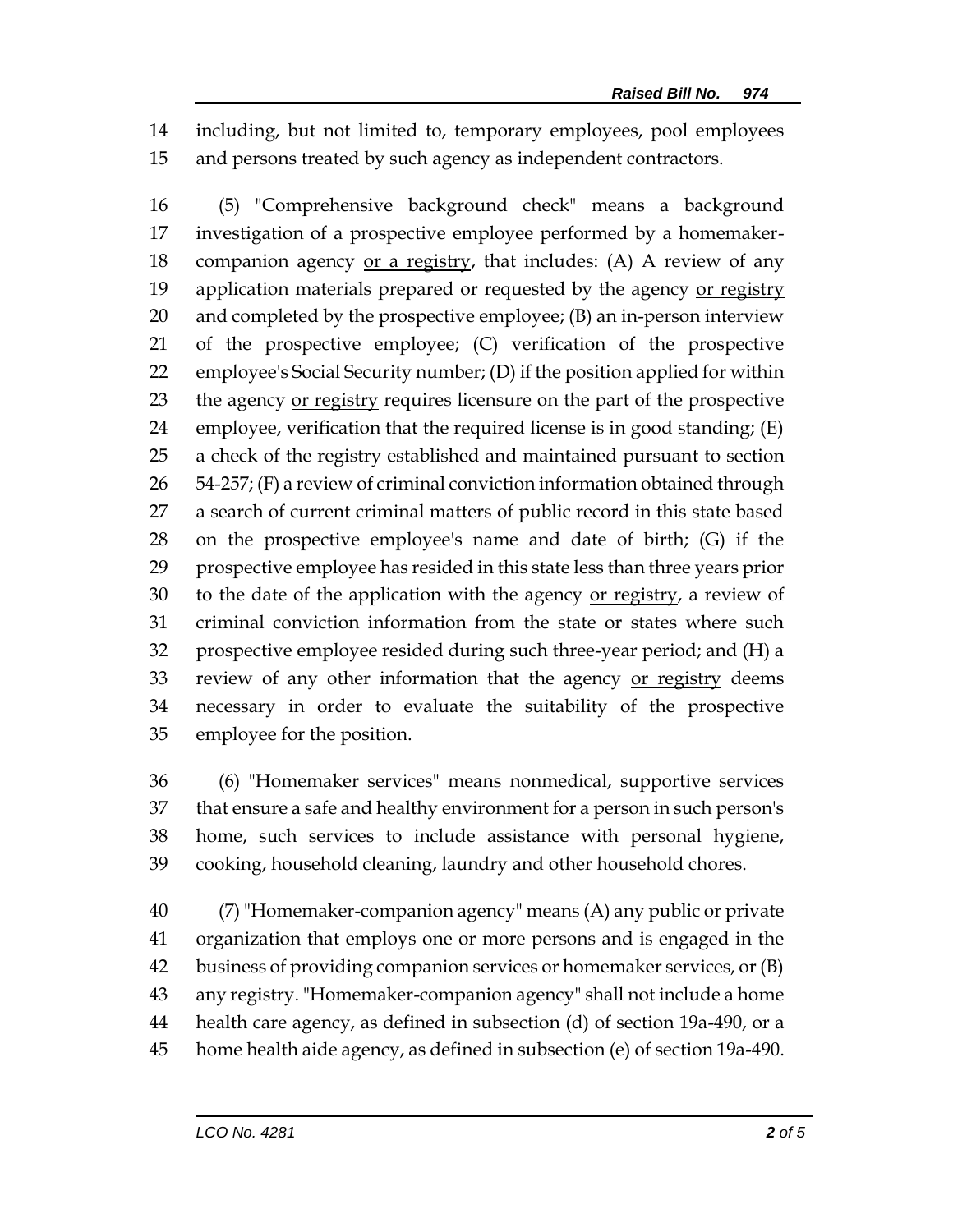including, but not limited to, temporary employees, pool employees and persons treated by such agency as independent contractors.

(5) "Comprehensive background check" means a background investigation of a prospective employee performed by a homemaker-companion agency <u>or a registry</u>, that includes: (A) A review of any application materials prepared or requested by the agency <u>or registry</u> and completed by the prospective employee; (B) an in-person interview of the prospective employee; (C) verification of the prospective employee's Social Security number; (D) if the position applied for within the agency <u>or registry</u> requires licensure on the part of the prospective employee, verification that the required license is in good standing; (E) a check of the registry established and maintained pursuant to section 54-257; (F) a review of criminal conviction information obtained through a search of current criminal matters of public record in this state based on the prospective employee's name and date of birth; (G) if the prospective employee has resided in this state less than three years prior to the date of the application with the agency <u>or registry</u>, a review of criminal conviction information from the state or states where such prospective employee resided during such three-year period; and (H) a review of any other information that the agency <u>or registry</u> deems necessary in order to evaluate the suitability of the prospective employee for the position.

(6) "Homemaker services" means nonmedical, supportive services that ensure a safe and healthy environment for a person in such person's home, such services to include assistance with personal hygiene, cooking, household cleaning, laundry and other household chores.

(7) "Homemaker-companion agency" means (A) any public or private organization that employs one or more persons and is engaged in the business of providing companion services or homemaker services, or (B) any registry. "Homemaker-companion agency" shall not include a home health care agency, as defined in subsection (d) of section 19a-490, or a home health aide agency, as defined in subsection (e) of section 19a-490.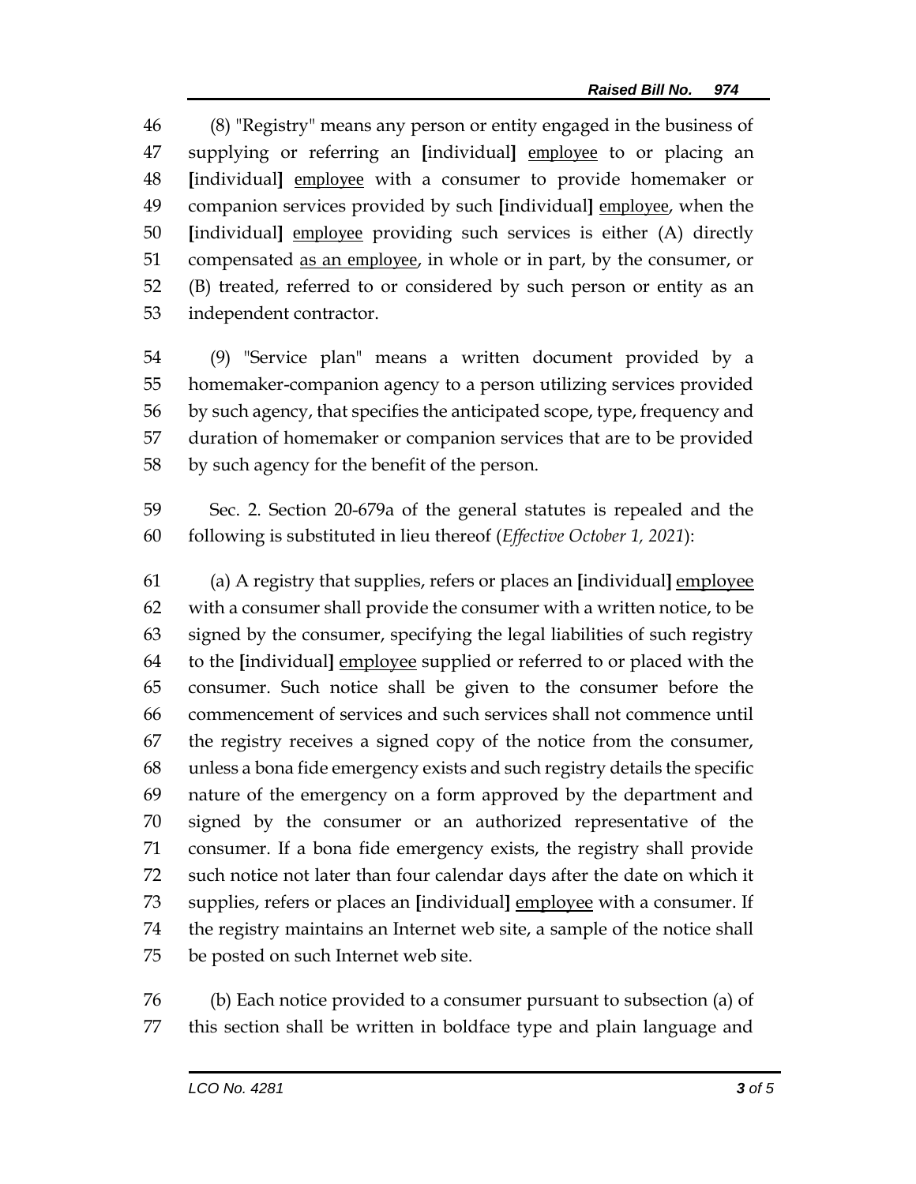(8) "Registry" means any person or entity engaged in the business of supplying or referring an [individual] employee to or placing an [individual] employee with a consumer to provide homemaker or companion services provided by such [individual] employee, when the [individual] employee providing such services is either (A) directly compensated as an employee, in whole or in part, by the consumer, or (B) treated, referred to or considered by such person or entity as an independent contractor.

(9) "Service plan" means a written document provided by a homemaker-companion agency to a person utilizing services provided by such agency, that specifies the anticipated scope, type, frequency and duration of homemaker or companion services that are to be provided by such agency for the benefit of the person.

Sec. 2. Section 20-679a of the general statutes is repealed and the following is substituted in lieu thereof (*Effective October 1, 2021*):

(a) A registry that supplies, refers or places an [individual] employee with a consumer shall provide the consumer with a written notice, to be signed by the consumer, specifying the legal liabilities of such registry to the [individual] employee supplied or referred to or placed with the consumer. Such notice shall be given to the consumer before the commencement of services and such services shall not commence until the registry receives a signed copy of the notice from the consumer, unless a bona fide emergency exists and such registry details the specific nature of the emergency on a form approved by the department and signed by the consumer or an authorized representative of the consumer. If a bona fide emergency exists, the registry shall provide such notice not later than four calendar days after the date on which it supplies, refers or places an [individual] employee with a consumer. If the registry maintains an Internet web site, a sample of the notice shall be posted on such Internet web site.

(b) Each notice provided to a consumer pursuant to subsection (a) of this section shall be written in boldface type and plain language and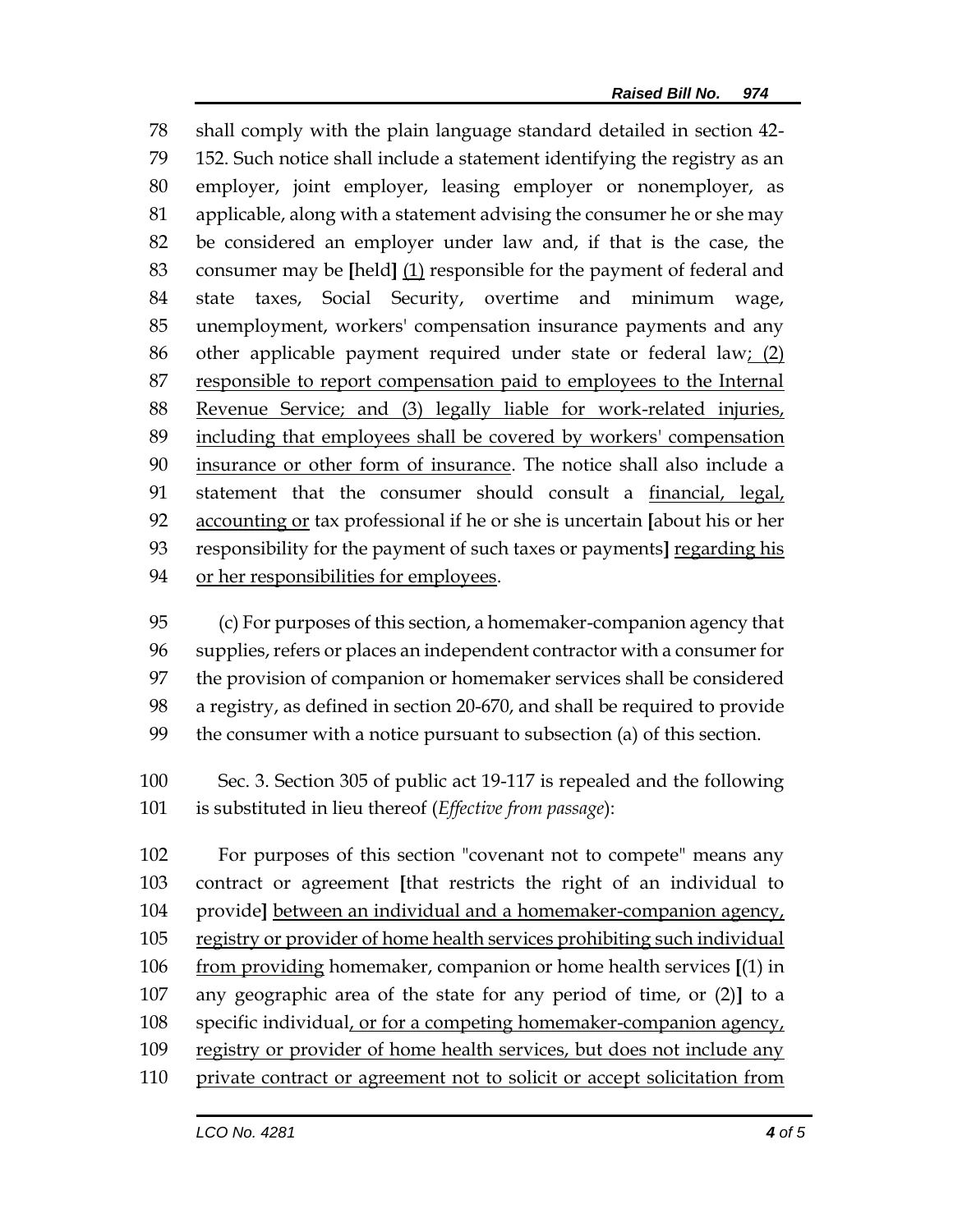shall comply with the plain language standard detailed in section 42-152. Such notice shall include a statement identifying the registry as an employer, joint employer, leasing employer or nonemployer, as applicable, along with a statement advising the consumer he or she may be considered an employer under law and, if that is the case, the consumer may be [held] <u>(1)</u> responsible for the payment of federal and state taxes, Social Security, overtime and minimum wage, unemployment, workers' compensation insurance payments and any other applicable payment required under state or federal law<u>; (2) responsible to report compensation paid to employees to the Internal Revenue Service; and (3) legally liable for work-related injuries, including that employees shall be covered by workers' compensation insurance or other form of insurance</u>. The notice shall also include a statement that the consumer should consult a <u>financial, legal, accounting or</u> tax professional if he or she is uncertain [about his or her responsibility for the payment of such taxes or payments] <u>regarding his or her responsibilities for employees</u>.

(c) For purposes of this section, a homemaker-companion agency that supplies, refers or places an independent contractor with a consumer for the provision of companion or homemaker services shall be considered a registry, as defined in section 20-670, and shall be required to provide the consumer with a notice pursuant to subsection (a) of this section.

Sec. 3. Section 305 of public act 19-117 is repealed and the following is substituted in lieu thereof (*Effective from passage*):

For purposes of this section "covenant not to compete" means any contract or agreement [that restricts the right of an individual to provide] <u>between an individual and a homemaker-companion agency, registry or provider of home health services prohibiting such individual from providing</u> homemaker, companion or home health services [(1) in any geographic area of the state for any period of time, or (2)] to a specific individual<u>, or for a competing homemaker-companion agency, registry or provider of home health services, but does not include any private contract or agreement not to solicit or accept solicitation from</u>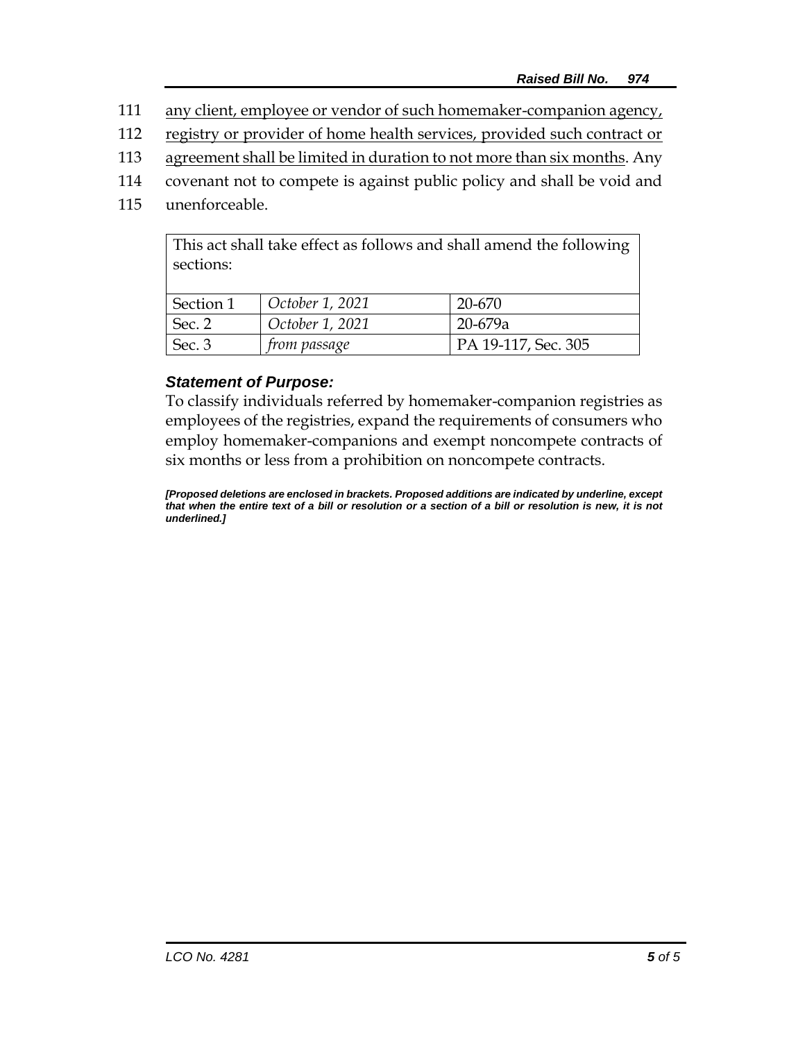111 any client, employee or vendor of such homemaker-companion agency,
112 registry or provider of home health services, provided such contract or
113 agreement shall be limited in duration to not more than six months. Any
114 covenant not to compete is against public policy and shall be void and
115 unenforceable.

| This act shall take effect as follows and shall amend the following sections: | | |
|---|---|---|
| Section 1 | *October 1, 2021* | 20-670 |
| Sec. 2 | *October 1, 2021* | 20-679a |
| Sec. 3 | *from passage* | PA 19-117, Sec. 305 |

### *Statement of Purpose:*

To classify individuals referred by homemaker-companion registries as employees of the registries, expand the requirements of consumers who employ homemaker-companions and exempt noncompete contracts of six months or less from a prohibition on noncompete contracts.

***[Proposed deletions are enclosed in brackets. Proposed additions are indicated by underline, except that when the entire text of a bill or resolution or a section of a bill or resolution is new, it is not underlined.]***